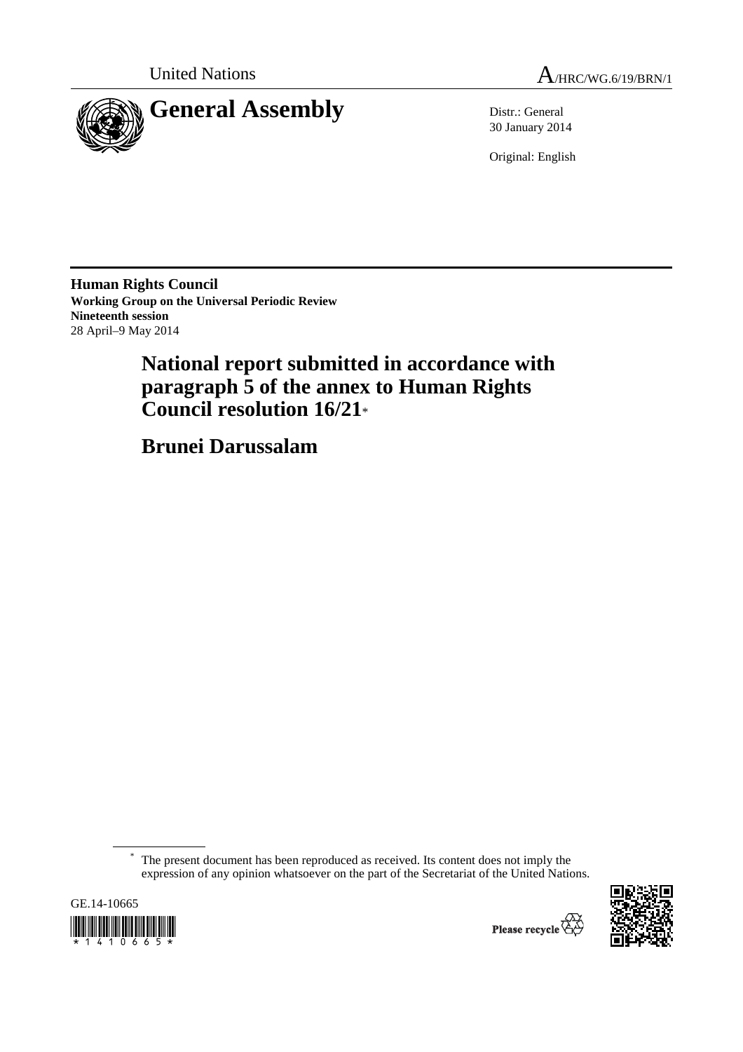United Nations A/HRC/WG.6/19/BRN/1

# General Assembly

Distr.: General
30 January 2014

Original: English

**Human Rights Council**
**Working Group on the Universal Periodic Review**
**Nineteenth session**
28 April–9 May 2014

# National report submitted in accordance with paragraph 5 of the annex to Human Rights Council resolution 16/21*

# Brunei Darussalam

\* The present document has been reproduced as received. Its content does not imply the expression of any opinion whatsoever on the part of the Secretariat of the United Nations.

GE.14-10665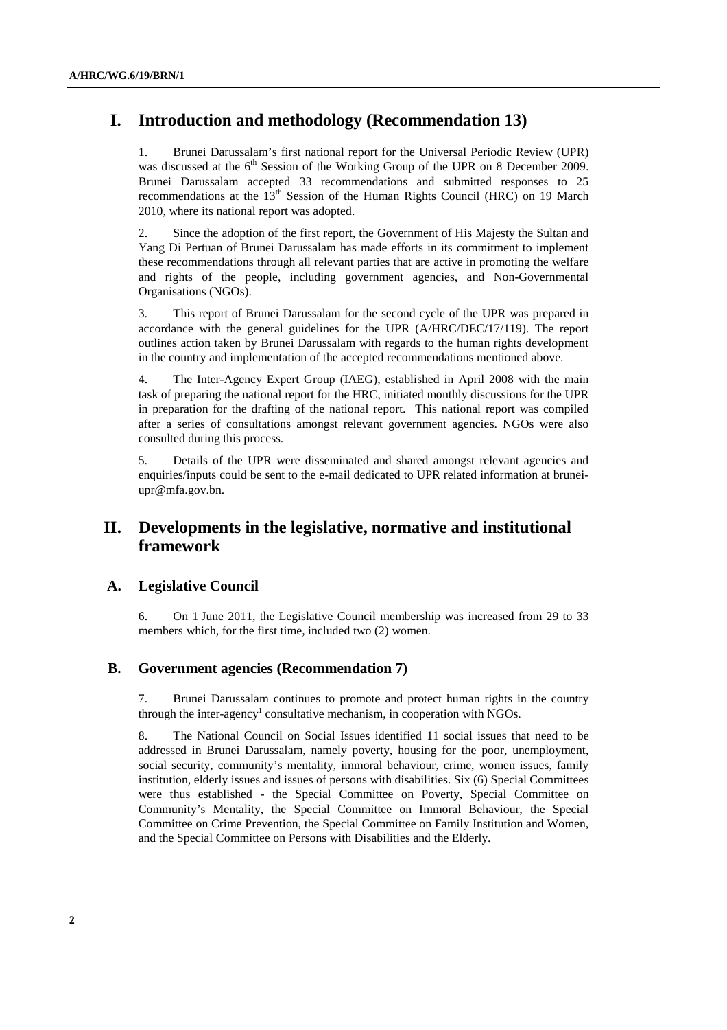# I. Introduction and methodology (Recommendation 13)

1. Brunei Darussalam's first national report for the Universal Periodic Review (UPR) was discussed at the 6th Session of the Working Group of the UPR on 8 December 2009. Brunei Darussalam accepted 33 recommendations and submitted responses to 25 recommendations at the 13th Session of the Human Rights Council (HRC) on 19 March 2010, where its national report was adopted.

2. Since the adoption of the first report, the Government of His Majesty the Sultan and Yang Di Pertuan of Brunei Darussalam has made efforts in its commitment to implement these recommendations through all relevant parties that are active in promoting the welfare and rights of the people, including government agencies, and Non-Governmental Organisations (NGOs).

3. This report of Brunei Darussalam for the second cycle of the UPR was prepared in accordance with the general guidelines for the UPR (A/HRC/DEC/17/119). The report outlines action taken by Brunei Darussalam with regards to the human rights development in the country and implementation of the accepted recommendations mentioned above.

4. The Inter-Agency Expert Group (IAEG), established in April 2008 with the main task of preparing the national report for the HRC, initiated monthly discussions for the UPR in preparation for the drafting of the national report. This national report was compiled after a series of consultations amongst relevant government agencies. NGOs were also consulted during this process.

5. Details of the UPR were disseminated and shared amongst relevant agencies and enquiries/inputs could be sent to the e-mail dedicated to UPR related information at brunei-upr@mfa.gov.bn.

# II. Developments in the legislative, normative and institutional framework

## A. Legislative Council

6. On 1 June 2011, the Legislative Council membership was increased from 29 to 33 members which, for the first time, included two (2) women.

## B. Government agencies (Recommendation 7)

7. Brunei Darussalam continues to promote and protect human rights in the country through the inter-agency[1] consultative mechanism, in cooperation with NGOs.

8. The National Council on Social Issues identified 11 social issues that need to be addressed in Brunei Darussalam, namely poverty, housing for the poor, unemployment, social security, community's mentality, immoral behaviour, crime, women issues, family institution, elderly issues and issues of persons with disabilities. Six (6) Special Committees were thus established - the Special Committee on Poverty, Special Committee on Community's Mentality, the Special Committee on Immoral Behaviour, the Special Committee on Crime Prevention, the Special Committee on Family Institution and Women, and the Special Committee on Persons with Disabilities and the Elderly.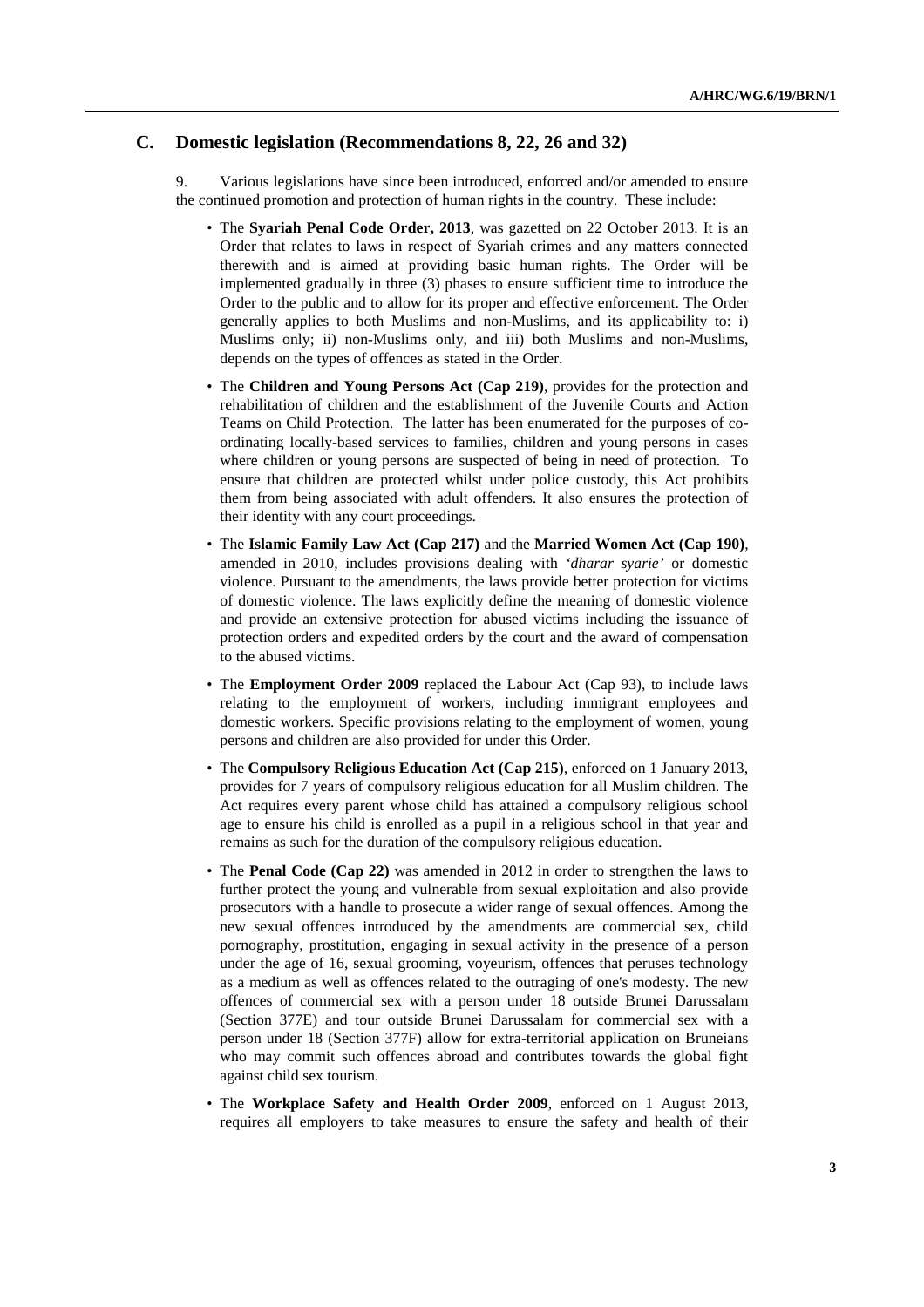## C. Domestic legislation (Recommendations 8, 22, 26 and 32)

9. Various legislations have since been introduced, enforced and/or amended to ensure the continued promotion and protection of human rights in the country. These include:

- The **Syariah Penal Code Order, 2013**, was gazetted on 22 October 2013. It is an Order that relates to laws in respect of Syariah crimes and any matters connected therewith and is aimed at providing basic human rights. The Order will be implemented gradually in three (3) phases to ensure sufficient time to introduce the Order to the public and to allow for its proper and effective enforcement. The Order generally applies to both Muslims and non-Muslims, and its applicability to: i) Muslims only; ii) non-Muslims only, and iii) both Muslims and non-Muslims, depends on the types of offences as stated in the Order.
- The **Children and Young Persons Act (Cap 219)**, provides for the protection and rehabilitation of children and the establishment of the Juvenile Courts and Action Teams on Child Protection. The latter has been enumerated for the purposes of co-ordinating locally-based services to families, children and young persons in cases where children or young persons are suspected of being in need of protection. To ensure that children are protected whilst under police custody, this Act prohibits them from being associated with adult offenders. It also ensures the protection of their identity with any court proceedings.
- The **Islamic Family Law Act (Cap 217)** and the **Married Women Act (Cap 190)**, amended in 2010, includes provisions dealing with *'dharar syarie'* or domestic violence. Pursuant to the amendments, the laws provide better protection for victims of domestic violence. The laws explicitly define the meaning of domestic violence and provide an extensive protection for abused victims including the issuance of protection orders and expedited orders by the court and the award of compensation to the abused victims.
- The **Employment Order 2009** replaced the Labour Act (Cap 93), to include laws relating to the employment of workers, including immigrant employees and domestic workers. Specific provisions relating to the employment of women, young persons and children are also provided for under this Order.
- The **Compulsory Religious Education Act (Cap 215)**, enforced on 1 January 2013, provides for 7 years of compulsory religious education for all Muslim children. The Act requires every parent whose child has attained a compulsory religious school age to ensure his child is enrolled as a pupil in a religious school in that year and remains as such for the duration of the compulsory religious education.
- The **Penal Code (Cap 22)** was amended in 2012 in order to strengthen the laws to further protect the young and vulnerable from sexual exploitation and also provide prosecutors with a handle to prosecute a wider range of sexual offences. Among the new sexual offences introduced by the amendments are commercial sex, child pornography, prostitution, engaging in sexual activity in the presence of a person under the age of 16, sexual grooming, voyeurism, offences that peruses technology as a medium as well as offences related to the outraging of one's modesty. The new offences of commercial sex with a person under 18 outside Brunei Darussalam (Section 377E) and tour outside Brunei Darussalam for commercial sex with a person under 18 (Section 377F) allow for extra-territorial application on Bruneians who may commit such offences abroad and contributes towards the global fight against child sex tourism.
- The **Workplace Safety and Health Order 2009**, enforced on 1 August 2013, requires all employers to take measures to ensure the safety and health of their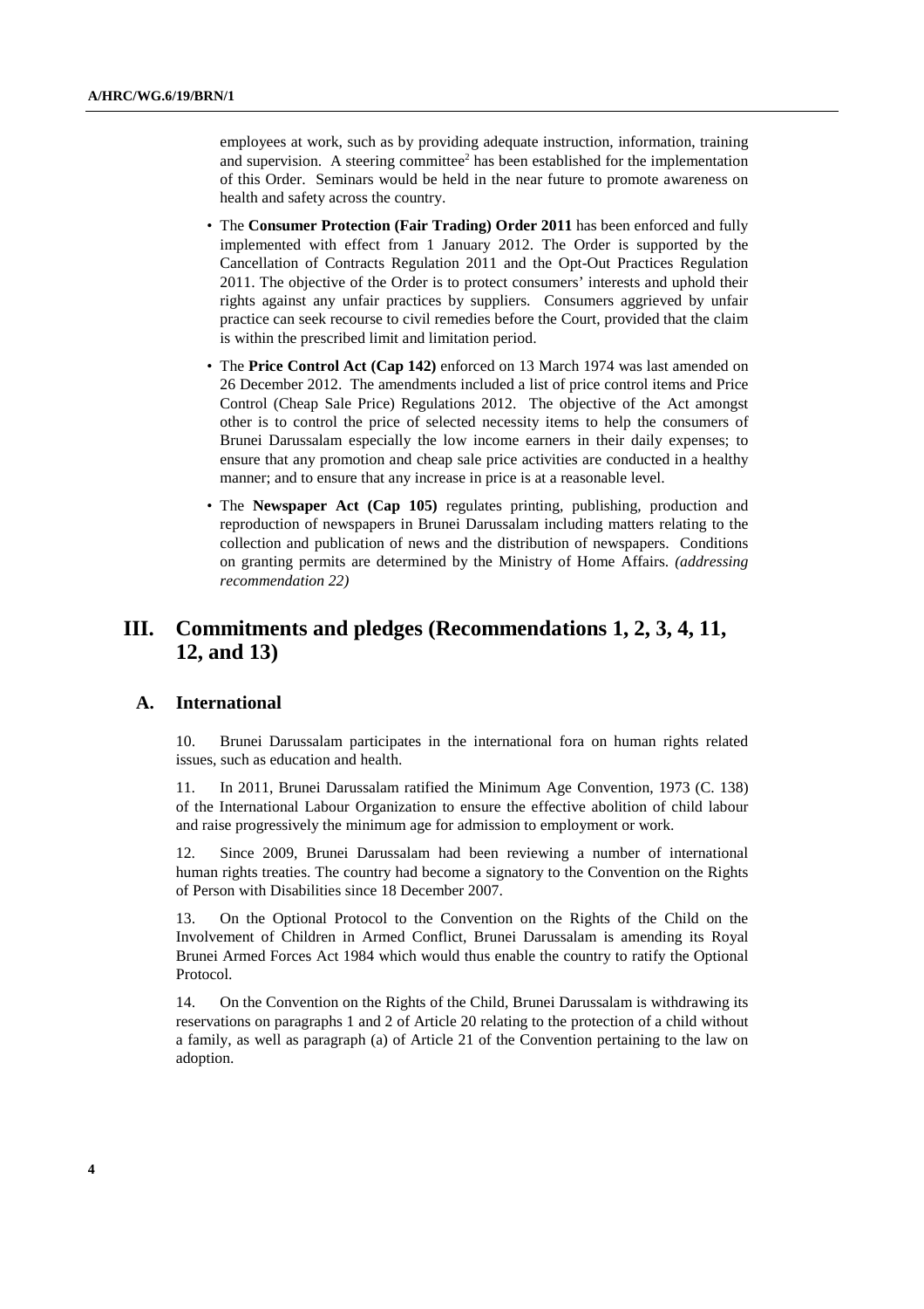employees at work, such as by providing adequate instruction, information, training and supervision. A steering committee[2] has been established for the implementation of this Order. Seminars would be held in the near future to promote awareness on health and safety across the country.

- The **Consumer Protection (Fair Trading) Order 2011** has been enforced and fully implemented with effect from 1 January 2012. The Order is supported by the Cancellation of Contracts Regulation 2011 and the Opt-Out Practices Regulation 2011. The objective of the Order is to protect consumers' interests and uphold their rights against any unfair practices by suppliers. Consumers aggrieved by unfair practice can seek recourse to civil remedies before the Court, provided that the claim is within the prescribed limit and limitation period.
- The **Price Control Act (Cap 142)** enforced on 13 March 1974 was last amended on 26 December 2012. The amendments included a list of price control items and Price Control (Cheap Sale Price) Regulations 2012. The objective of the Act amongst other is to control the price of selected necessity items to help the consumers of Brunei Darussalam especially the low income earners in their daily expenses; to ensure that any promotion and cheap sale price activities are conducted in a healthy manner; and to ensure that any increase in price is at a reasonable level.
- The **Newspaper Act (Cap 105)** regulates printing, publishing, production and reproduction of newspapers in Brunei Darussalam including matters relating to the collection and publication of news and the distribution of newspapers. Conditions on granting permits are determined by the Ministry of Home Affairs. *(addressing recommendation 22)*

## III. Commitments and pledges (Recommendations 1, 2, 3, 4, 11, 12, and 13)

### A. International

10. Brunei Darussalam participates in the international fora on human rights related issues, such as education and health.

11. In 2011, Brunei Darussalam ratified the Minimum Age Convention, 1973 (C. 138) of the International Labour Organization to ensure the effective abolition of child labour and raise progressively the minimum age for admission to employment or work.

12. Since 2009, Brunei Darussalam had been reviewing a number of international human rights treaties. The country had become a signatory to the Convention on the Rights of Person with Disabilities since 18 December 2007.

13. On the Optional Protocol to the Convention on the Rights of the Child on the Involvement of Children in Armed Conflict, Brunei Darussalam is amending its Royal Brunei Armed Forces Act 1984 which would thus enable the country to ratify the Optional Protocol.

14. On the Convention on the Rights of the Child, Brunei Darussalam is withdrawing its reservations on paragraphs 1 and 2 of Article 20 relating to the protection of a child without a family, as well as paragraph (a) of Article 21 of the Convention pertaining to the law on adoption.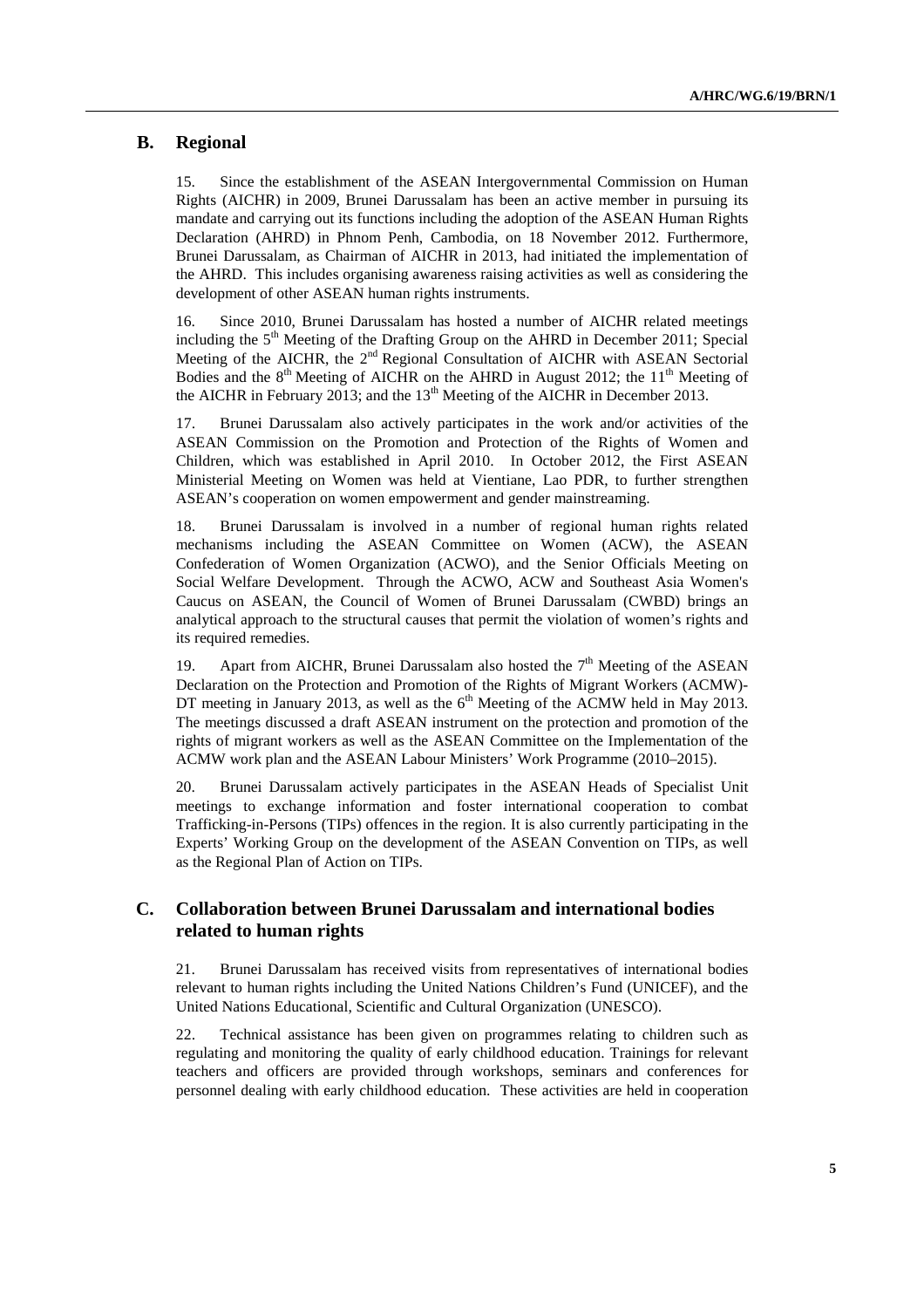## B. Regional

15. Since the establishment of the ASEAN Intergovernmental Commission on Human Rights (AICHR) in 2009, Brunei Darussalam has been an active member in pursuing its mandate and carrying out its functions including the adoption of the ASEAN Human Rights Declaration (AHRD) in Phnom Penh, Cambodia, on 18 November 2012. Furthermore, Brunei Darussalam, as Chairman of AICHR in 2013, had initiated the implementation of the AHRD. This includes organising awareness raising activities as well as considering the development of other ASEAN human rights instruments.

16. Since 2010, Brunei Darussalam has hosted a number of AICHR related meetings including the 5th Meeting of the Drafting Group on the AHRD in December 2011; Special Meeting of the AICHR, the 2nd Regional Consultation of AICHR with ASEAN Sectorial Bodies and the 8th Meeting of AICHR on the AHRD in August 2012; the 11th Meeting of the AICHR in February 2013; and the 13th Meeting of the AICHR in December 2013.

17. Brunei Darussalam also actively participates in the work and/or activities of the ASEAN Commission on the Promotion and Protection of the Rights of Women and Children, which was established in April 2010. In October 2012, the First ASEAN Ministerial Meeting on Women was held at Vientiane, Lao PDR, to further strengthen ASEAN's cooperation on women empowerment and gender mainstreaming.

18. Brunei Darussalam is involved in a number of regional human rights related mechanisms including the ASEAN Committee on Women (ACW), the ASEAN Confederation of Women Organization (ACWO), and the Senior Officials Meeting on Social Welfare Development. Through the ACWO, ACW and Southeast Asia Women's Caucus on ASEAN, the Council of Women of Brunei Darussalam (CWBD) brings an analytical approach to the structural causes that permit the violation of women's rights and its required remedies.

19. Apart from AICHR, Brunei Darussalam also hosted the 7th Meeting of the ASEAN Declaration on the Protection and Promotion of the Rights of Migrant Workers (ACMW)-DT meeting in January 2013, as well as the 6th Meeting of the ACMW held in May 2013. The meetings discussed a draft ASEAN instrument on the protection and promotion of the rights of migrant workers as well as the ASEAN Committee on the Implementation of the ACMW work plan and the ASEAN Labour Ministers' Work Programme (2010–2015).

20. Brunei Darussalam actively participates in the ASEAN Heads of Specialist Unit meetings to exchange information and foster international cooperation to combat Trafficking-in-Persons (TIPs) offences in the region. It is also currently participating in the Experts' Working Group on the development of the ASEAN Convention on TIPs, as well as the Regional Plan of Action on TIPs.

## C. Collaboration between Brunei Darussalam and international bodies related to human rights

21. Brunei Darussalam has received visits from representatives of international bodies relevant to human rights including the United Nations Children's Fund (UNICEF), and the United Nations Educational, Scientific and Cultural Organization (UNESCO).

22. Technical assistance has been given on programmes relating to children such as regulating and monitoring the quality of early childhood education. Trainings for relevant teachers and officers are provided through workshops, seminars and conferences for personnel dealing with early childhood education. These activities are held in cooperation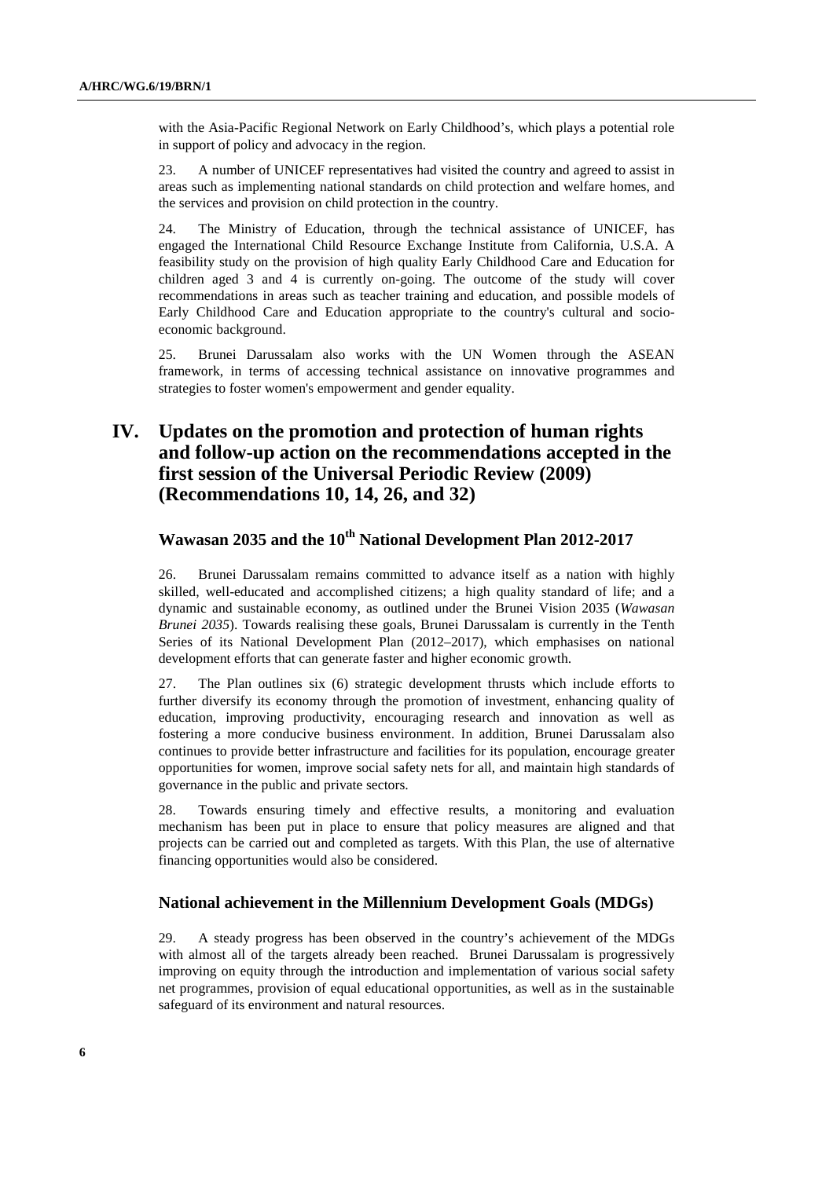with the Asia-Pacific Regional Network on Early Childhood's, which plays a potential role in support of policy and advocacy in the region.

23. A number of UNICEF representatives had visited the country and agreed to assist in areas such as implementing national standards on child protection and welfare homes, and the services and provision on child protection in the country.

24. The Ministry of Education, through the technical assistance of UNICEF, has engaged the International Child Resource Exchange Institute from California, U.S.A. A feasibility study on the provision of high quality Early Childhood Care and Education for children aged 3 and 4 is currently on-going. The outcome of the study will cover recommendations in areas such as teacher training and education, and possible models of Early Childhood Care and Education appropriate to the country's cultural and socio-economic background.

25. Brunei Darussalam also works with the UN Women through the ASEAN framework, in terms of accessing technical assistance on innovative programmes and strategies to foster women's empowerment and gender equality.

# IV. Updates on the promotion and protection of human rights and follow-up action on the recommendations accepted in the first session of the Universal Periodic Review (2009) (Recommendations 10, 14, 26, and 32)

## Wawasan 2035 and the 10th National Development Plan 2012-2017

26. Brunei Darussalam remains committed to advance itself as a nation with highly skilled, well-educated and accomplished citizens; a high quality standard of life; and a dynamic and sustainable economy, as outlined under the Brunei Vision 2035 (*Wawasan Brunei 2035*). Towards realising these goals, Brunei Darussalam is currently in the Tenth Series of its National Development Plan (2012–2017), which emphasises on national development efforts that can generate faster and higher economic growth.

27. The Plan outlines six (6) strategic development thrusts which include efforts to further diversify its economy through the promotion of investment, enhancing quality of education, improving productivity, encouraging research and innovation as well as fostering a more conducive business environment. In addition, Brunei Darussalam also continues to provide better infrastructure and facilities for its population, encourage greater opportunities for women, improve social safety nets for all, and maintain high standards of governance in the public and private sectors.

28. Towards ensuring timely and effective results, a monitoring and evaluation mechanism has been put in place to ensure that policy measures are aligned and that projects can be carried out and completed as targets. With this Plan, the use of alternative financing opportunities would also be considered.

## National achievement in the Millennium Development Goals (MDGs)

29. A steady progress has been observed in the country's achievement of the MDGs with almost all of the targets already been reached. Brunei Darussalam is progressively improving on equity through the introduction and implementation of various social safety net programmes, provision of equal educational opportunities, as well as in the sustainable safeguard of its environment and natural resources.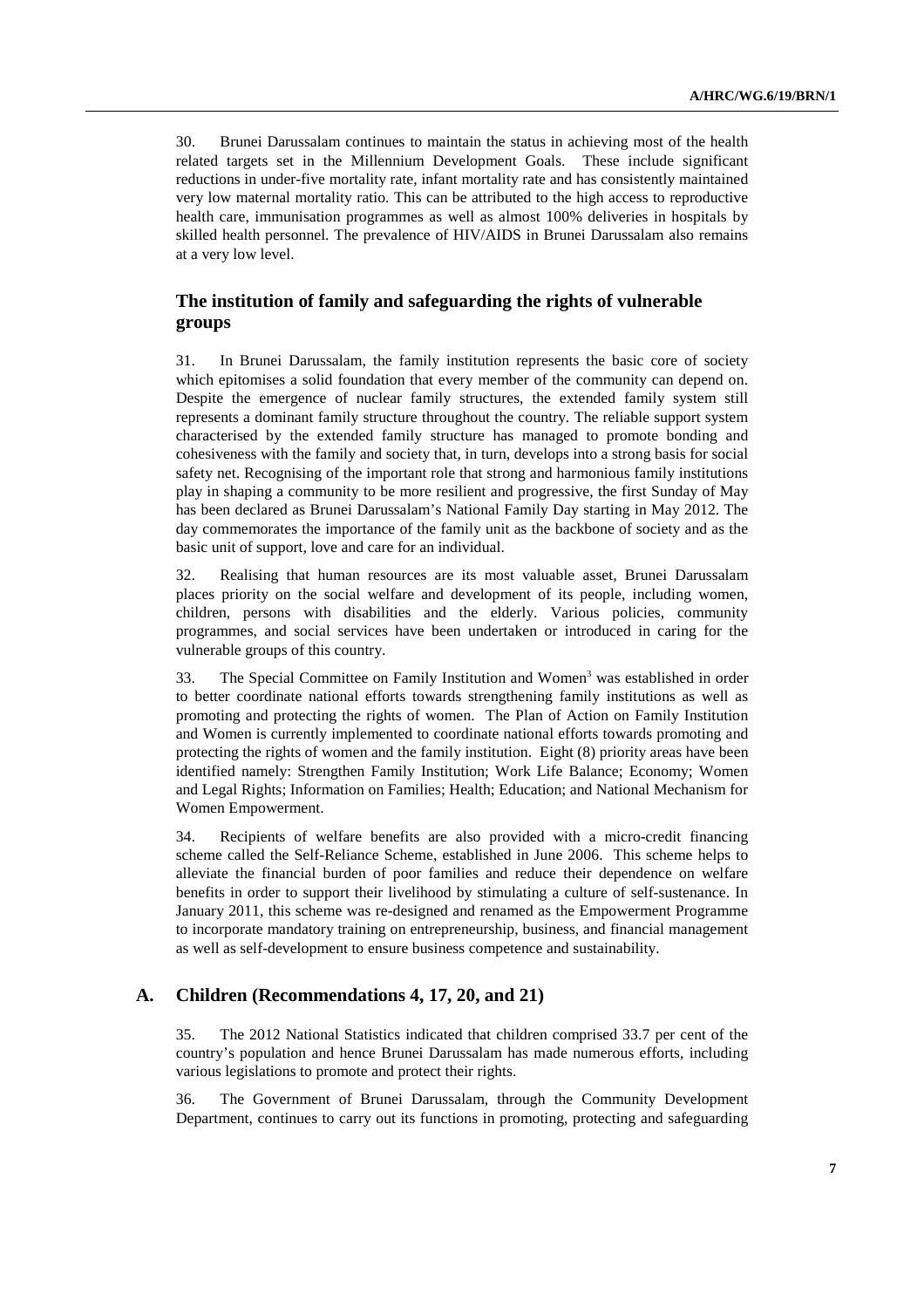30. Brunei Darussalam continues to maintain the status in achieving most of the health related targets set in the Millennium Development Goals. These include significant reductions in under-five mortality rate, infant mortality rate and has consistently maintained very low maternal mortality ratio. This can be attributed to the high access to reproductive health care, immunisation programmes as well as almost 100% deliveries in hospitals by skilled health personnel. The prevalence of HIV/AIDS in Brunei Darussalam also remains at a very low level.

## The institution of family and safeguarding the rights of vulnerable groups

31. In Brunei Darussalam, the family institution represents the basic core of society which epitomises a solid foundation that every member of the community can depend on. Despite the emergence of nuclear family structures, the extended family system still represents a dominant family structure throughout the country. The reliable support system characterised by the extended family structure has managed to promote bonding and cohesiveness with the family and society that, in turn, develops into a strong basis for social safety net. Recognising of the important role that strong and harmonious family institutions play in shaping a community to be more resilient and progressive, the first Sunday of May has been declared as Brunei Darussalam's National Family Day starting in May 2012. The day commemorates the importance of the family unit as the backbone of society and as the basic unit of support, love and care for an individual.

32. Realising that human resources are its most valuable asset, Brunei Darussalam places priority on the social welfare and development of its people, including women, children, persons with disabilities and the elderly. Various policies, community programmes, and social services have been undertaken or introduced in caring for the vulnerable groups of this country.

33. The Special Committee on Family Institution and Women[3] was established in order to better coordinate national efforts towards strengthening family institutions as well as promoting and protecting the rights of women. The Plan of Action on Family Institution and Women is currently implemented to coordinate national efforts towards promoting and protecting the rights of women and the family institution. Eight (8) priority areas have been identified namely: Strengthen Family Institution; Work Life Balance; Economy; Women and Legal Rights; Information on Families; Health; Education; and National Mechanism for Women Empowerment.

34. Recipients of welfare benefits are also provided with a micro-credit financing scheme called the Self-Reliance Scheme, established in June 2006. This scheme helps to alleviate the financial burden of poor families and reduce their dependence on welfare benefits in order to support their livelihood by stimulating a culture of self-sustenance. In January 2011, this scheme was re-designed and renamed as the Empowerment Programme to incorporate mandatory training on entrepreneurship, business, and financial management as well as self-development to ensure business competence and sustainability.

### A. Children (Recommendations 4, 17, 20, and 21)

35. The 2012 National Statistics indicated that children comprised 33.7 per cent of the country's population and hence Brunei Darussalam has made numerous efforts, including various legislations to promote and protect their rights.

36. The Government of Brunei Darussalam, through the Community Development Department, continues to carry out its functions in promoting, protecting and safeguarding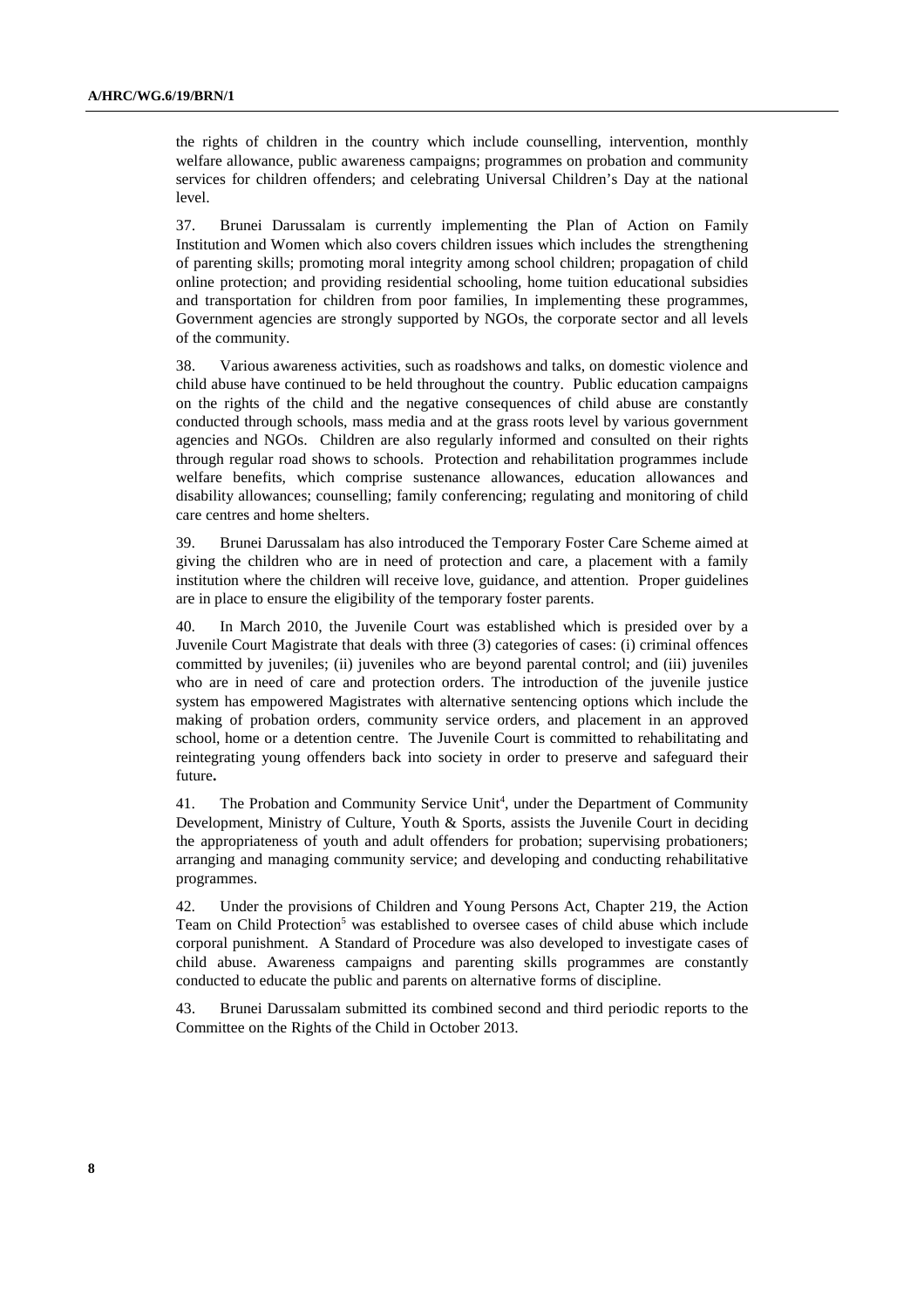the rights of children in the country which include counselling, intervention, monthly welfare allowance, public awareness campaigns; programmes on probation and community services for children offenders; and celebrating Universal Children's Day at the national level.

37. Brunei Darussalam is currently implementing the Plan of Action on Family Institution and Women which also covers children issues which includes the strengthening of parenting skills; promoting moral integrity among school children; propagation of child online protection; and providing residential schooling, home tuition educational subsidies and transportation for children from poor families, In implementing these programmes, Government agencies are strongly supported by NGOs, the corporate sector and all levels of the community.

38. Various awareness activities, such as roadshows and talks, on domestic violence and child abuse have continued to be held throughout the country. Public education campaigns on the rights of the child and the negative consequences of child abuse are constantly conducted through schools, mass media and at the grass roots level by various government agencies and NGOs. Children are also regularly informed and consulted on their rights through regular road shows to schools. Protection and rehabilitation programmes include welfare benefits, which comprise sustenance allowances, education allowances and disability allowances; counselling; family conferencing; regulating and monitoring of child care centres and home shelters.

39. Brunei Darussalam has also introduced the Temporary Foster Care Scheme aimed at giving the children who are in need of protection and care, a placement with a family institution where the children will receive love, guidance, and attention. Proper guidelines are in place to ensure the eligibility of the temporary foster parents.

40. In March 2010, the Juvenile Court was established which is presided over by a Juvenile Court Magistrate that deals with three (3) categories of cases: (i) criminal offences committed by juveniles; (ii) juveniles who are beyond parental control; and (iii) juveniles who are in need of care and protection orders. The introduction of the juvenile justice system has empowered Magistrates with alternative sentencing options which include the making of probation orders, community service orders, and placement in an approved school, home or a detention centre. The Juvenile Court is committed to rehabilitating and reintegrating young offenders back into society in order to preserve and safeguard their future**.**

41. The Probation and Community Service Unit[4], under the Department of Community Development, Ministry of Culture, Youth & Sports, assists the Juvenile Court in deciding the appropriateness of youth and adult offenders for probation; supervising probationers; arranging and managing community service; and developing and conducting rehabilitative programmes.

42. Under the provisions of Children and Young Persons Act, Chapter 219, the Action Team on Child Protection[5] was established to oversee cases of child abuse which include corporal punishment. A Standard of Procedure was also developed to investigate cases of child abuse. Awareness campaigns and parenting skills programmes are constantly conducted to educate the public and parents on alternative forms of discipline.

43. Brunei Darussalam submitted its combined second and third periodic reports to the Committee on the Rights of the Child in October 2013.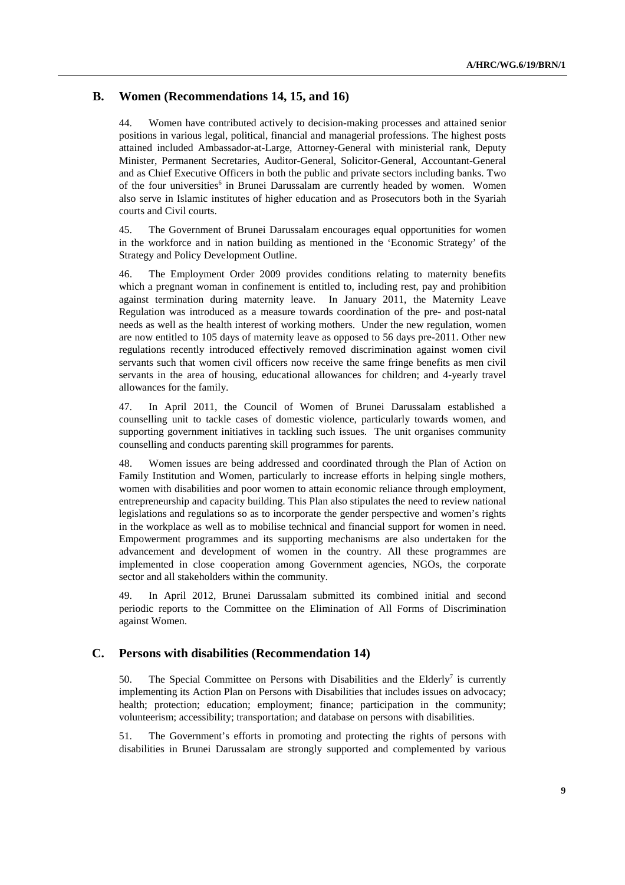## B. Women (Recommendations 14, 15, and 16)

44. Women have contributed actively to decision-making processes and attained senior positions in various legal, political, financial and managerial professions. The highest posts attained included Ambassador-at-Large, Attorney-General with ministerial rank, Deputy Minister, Permanent Secretaries, Auditor-General, Solicitor-General, Accountant-General and as Chief Executive Officers in both the public and private sectors including banks. Two of the four universities[6] in Brunei Darussalam are currently headed by women. Women also serve in Islamic institutes of higher education and as Prosecutors both in the Syariah courts and Civil courts.

45. The Government of Brunei Darussalam encourages equal opportunities for women in the workforce and in nation building as mentioned in the 'Economic Strategy' of the Strategy and Policy Development Outline.

46. The Employment Order 2009 provides conditions relating to maternity benefits which a pregnant woman in confinement is entitled to, including rest, pay and prohibition against termination during maternity leave. In January 2011, the Maternity Leave Regulation was introduced as a measure towards coordination of the pre- and post-natal needs as well as the health interest of working mothers. Under the new regulation, women are now entitled to 105 days of maternity leave as opposed to 56 days pre-2011. Other new regulations recently introduced effectively removed discrimination against women civil servants such that women civil officers now receive the same fringe benefits as men civil servants in the area of housing, educational allowances for children; and 4-yearly travel allowances for the family.

47. In April 2011, the Council of Women of Brunei Darussalam established a counselling unit to tackle cases of domestic violence, particularly towards women, and supporting government initiatives in tackling such issues. The unit organises community counselling and conducts parenting skill programmes for parents.

48. Women issues are being addressed and coordinated through the Plan of Action on Family Institution and Women, particularly to increase efforts in helping single mothers, women with disabilities and poor women to attain economic reliance through employment, entrepreneurship and capacity building. This Plan also stipulates the need to review national legislations and regulations so as to incorporate the gender perspective and women's rights in the workplace as well as to mobilise technical and financial support for women in need. Empowerment programmes and its supporting mechanisms are also undertaken for the advancement and development of women in the country. All these programmes are implemented in close cooperation among Government agencies, NGOs, the corporate sector and all stakeholders within the community.

49. In April 2012, Brunei Darussalam submitted its combined initial and second periodic reports to the Committee on the Elimination of All Forms of Discrimination against Women.

## C. Persons with disabilities (Recommendation 14)

50. The Special Committee on Persons with Disabilities and the Elderly[7] is currently implementing its Action Plan on Persons with Disabilities that includes issues on advocacy; health; protection; education; employment; finance; participation in the community; volunteerism; accessibility; transportation; and database on persons with disabilities.

51. The Government's efforts in promoting and protecting the rights of persons with disabilities in Brunei Darussalam are strongly supported and complemented by various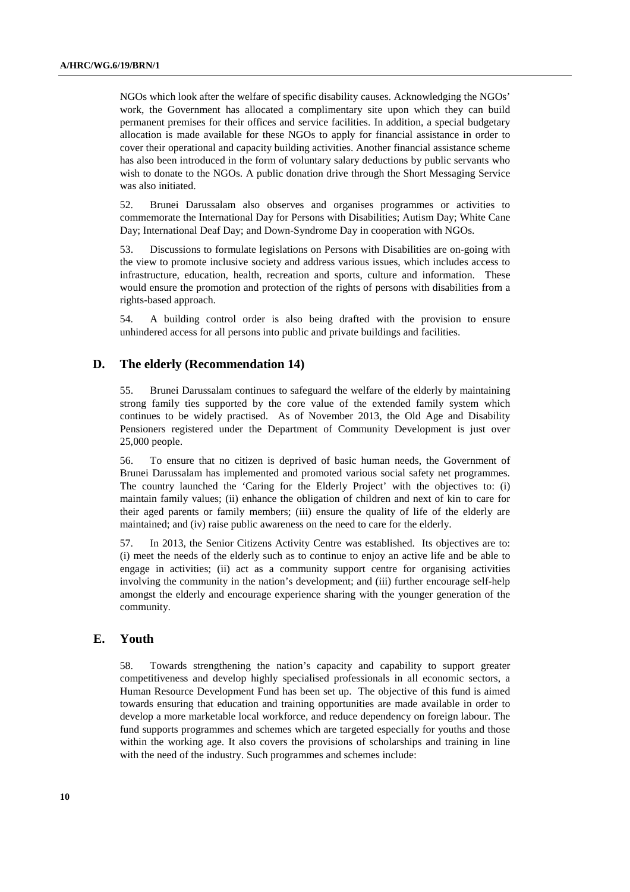NGOs which look after the welfare of specific disability causes. Acknowledging the NGOs' work, the Government has allocated a complimentary site upon which they can build permanent premises for their offices and service facilities. In addition, a special budgetary allocation is made available for these NGOs to apply for financial assistance in order to cover their operational and capacity building activities. Another financial assistance scheme has also been introduced in the form of voluntary salary deductions by public servants who wish to donate to the NGOs. A public donation drive through the Short Messaging Service was also initiated.

52. Brunei Darussalam also observes and organises programmes or activities to commemorate the International Day for Persons with Disabilities; Autism Day; White Cane Day; International Deaf Day; and Down-Syndrome Day in cooperation with NGOs.

53. Discussions to formulate legislations on Persons with Disabilities are on-going with the view to promote inclusive society and address various issues, which includes access to infrastructure, education, health, recreation and sports, culture and information. These would ensure the promotion and protection of the rights of persons with disabilities from a rights-based approach.

54. A building control order is also being drafted with the provision to ensure unhindered access for all persons into public and private buildings and facilities.

## D. The elderly (Recommendation 14)

55. Brunei Darussalam continues to safeguard the welfare of the elderly by maintaining strong family ties supported by the core value of the extended family system which continues to be widely practised. As of November 2013, the Old Age and Disability Pensioners registered under the Department of Community Development is just over 25,000 people.

56. To ensure that no citizen is deprived of basic human needs, the Government of Brunei Darussalam has implemented and promoted various social safety net programmes. The country launched the 'Caring for the Elderly Project' with the objectives to: (i) maintain family values; (ii) enhance the obligation of children and next of kin to care for their aged parents or family members; (iii) ensure the quality of life of the elderly are maintained; and (iv) raise public awareness on the need to care for the elderly.

57. In 2013, the Senior Citizens Activity Centre was established. Its objectives are to: (i) meet the needs of the elderly such as to continue to enjoy an active life and be able to engage in activities; (ii) act as a community support centre for organising activities involving the community in the nation's development; and (iii) further encourage self-help amongst the elderly and encourage experience sharing with the younger generation of the community.

## E. Youth

58. Towards strengthening the nation's capacity and capability to support greater competitiveness and develop highly specialised professionals in all economic sectors, a Human Resource Development Fund has been set up. The objective of this fund is aimed towards ensuring that education and training opportunities are made available in order to develop a more marketable local workforce, and reduce dependency on foreign labour. The fund supports programmes and schemes which are targeted especially for youths and those within the working age. It also covers the provisions of scholarships and training in line with the need of the industry. Such programmes and schemes include: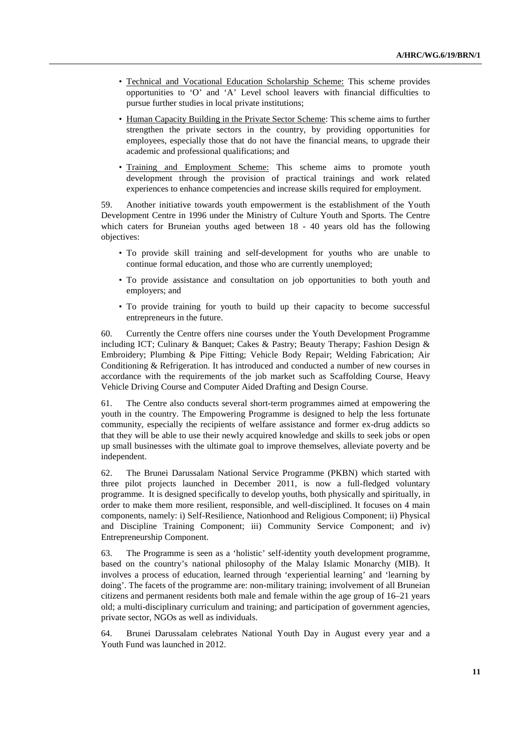- Technical and Vocational Education Scholarship Scheme: This scheme provides opportunities to 'O' and 'A' Level school leavers with financial difficulties to pursue further studies in local private institutions;

- Human Capacity Building in the Private Sector Scheme: This scheme aims to further strengthen the private sectors in the country, by providing opportunities for employees, especially those that do not have the financial means, to upgrade their academic and professional qualifications; and

- Training and Employment Scheme: This scheme aims to promote youth development through the provision of practical trainings and work related experiences to enhance competencies and increase skills required for employment.

59. Another initiative towards youth empowerment is the establishment of the Youth Development Centre in 1996 under the Ministry of Culture Youth and Sports. The Centre which caters for Bruneian youths aged between 18 - 40 years old has the following objectives:

- To provide skill training and self-development for youths who are unable to continue formal education, and those who are currently unemployed;

- To provide assistance and consultation on job opportunities to both youth and employers; and

- To provide training for youth to build up their capacity to become successful entrepreneurs in the future.

60. Currently the Centre offers nine courses under the Youth Development Programme including ICT; Culinary & Banquet; Cakes & Pastry; Beauty Therapy; Fashion Design & Embroidery; Plumbing & Pipe Fitting; Vehicle Body Repair; Welding Fabrication; Air Conditioning & Refrigeration. It has introduced and conducted a number of new courses in accordance with the requirements of the job market such as Scaffolding Course, Heavy Vehicle Driving Course and Computer Aided Drafting and Design Course.

61. The Centre also conducts several short-term programmes aimed at empowering the youth in the country. The Empowering Programme is designed to help the less fortunate community, especially the recipients of welfare assistance and former ex-drug addicts so that they will be able to use their newly acquired knowledge and skills to seek jobs or open up small businesses with the ultimate goal to improve themselves, alleviate poverty and be independent.

62. The Brunei Darussalam National Service Programme (PKBN) which started with three pilot projects launched in December 2011, is now a full-fledged voluntary programme. It is designed specifically to develop youths, both physically and spiritually, in order to make them more resilient, responsible, and well-disciplined. It focuses on 4 main components, namely: i) Self-Resilience, Nationhood and Religious Component; ii) Physical and Discipline Training Component; iii) Community Service Component; and iv) Entrepreneurship Component.

63. The Programme is seen as a 'holistic' self-identity youth development programme, based on the country's national philosophy of the Malay Islamic Monarchy (MIB). It involves a process of education, learned through 'experiential learning' and 'learning by doing'. The facets of the programme are: non-military training; involvement of all Bruneian citizens and permanent residents both male and female within the age group of 16–21 years old; a multi-disciplinary curriculum and training; and participation of government agencies, private sector, NGOs as well as individuals.

64. Brunei Darussalam celebrates National Youth Day in August every year and a Youth Fund was launched in 2012.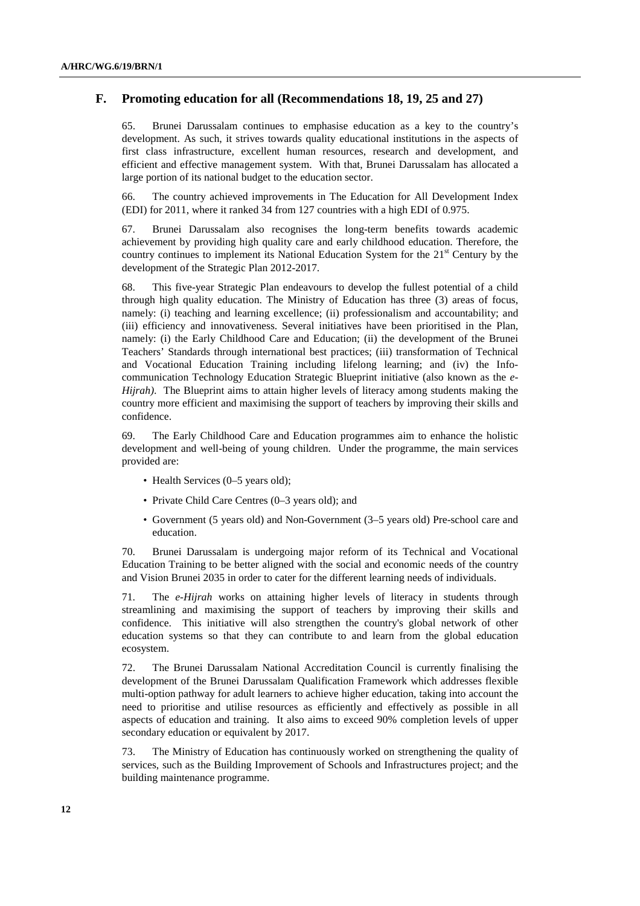## F. Promoting education for all (Recommendations 18, 19, 25 and 27)

65. Brunei Darussalam continues to emphasise education as a key to the country's development. As such, it strives towards quality educational institutions in the aspects of first class infrastructure, excellent human resources, research and development, and efficient and effective management system. With that, Brunei Darussalam has allocated a large portion of its national budget to the education sector.

66. The country achieved improvements in The Education for All Development Index (EDI) for 2011, where it ranked 34 from 127 countries with a high EDI of 0.975.

67. Brunei Darussalam also recognises the long-term benefits towards academic achievement by providing high quality care and early childhood education. Therefore, the country continues to implement its National Education System for the 21st Century by the development of the Strategic Plan 2012-2017.

68. This five-year Strategic Plan endeavours to develop the fullest potential of a child through high quality education. The Ministry of Education has three (3) areas of focus, namely: (i) teaching and learning excellence; (ii) professionalism and accountability; and (iii) efficiency and innovativeness. Several initiatives have been prioritised in the Plan, namely: (i) the Early Childhood Care and Education; (ii) the development of the Brunei Teachers' Standards through international best practices; (iii) transformation of Technical and Vocational Education Training including lifelong learning; and (iv) the Info-communication Technology Education Strategic Blueprint initiative (also known as the *e-Hijrah)*. The Blueprint aims to attain higher levels of literacy among students making the country more efficient and maximising the support of teachers by improving their skills and confidence.

69. The Early Childhood Care and Education programmes aim to enhance the holistic development and well-being of young children. Under the programme, the main services provided are:

- Health Services (0–5 years old);
- Private Child Care Centres (0–3 years old); and
- Government (5 years old) and Non-Government (3–5 years old) Pre-school care and education.

70. Brunei Darussalam is undergoing major reform of its Technical and Vocational Education Training to be better aligned with the social and economic needs of the country and Vision Brunei 2035 in order to cater for the different learning needs of individuals.

71. The *e-Hijrah* works on attaining higher levels of literacy in students through streamlining and maximising the support of teachers by improving their skills and confidence. This initiative will also strengthen the country's global network of other education systems so that they can contribute to and learn from the global education ecosystem.

72. The Brunei Darussalam National Accreditation Council is currently finalising the development of the Brunei Darussalam Qualification Framework which addresses flexible multi-option pathway for adult learners to achieve higher education, taking into account the need to prioritise and utilise resources as efficiently and effectively as possible in all aspects of education and training. It also aims to exceed 90% completion levels of upper secondary education or equivalent by 2017.

73. The Ministry of Education has continuously worked on strengthening the quality of services, such as the Building Improvement of Schools and Infrastructures project; and the building maintenance programme.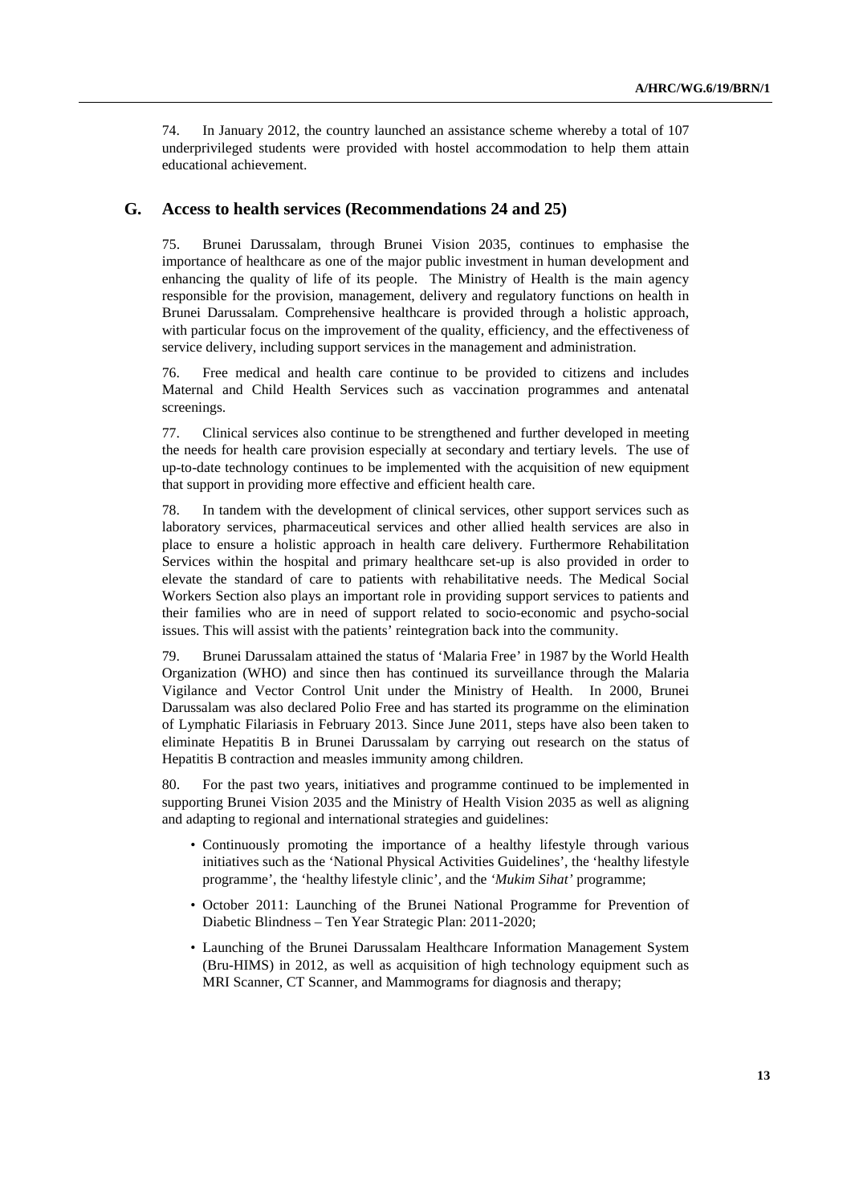74. In January 2012, the country launched an assistance scheme whereby a total of 107 underprivileged students were provided with hostel accommodation to help them attain educational achievement.

## G. Access to health services (Recommendations 24 and 25)

75. Brunei Darussalam, through Brunei Vision 2035, continues to emphasise the importance of healthcare as one of the major public investment in human development and enhancing the quality of life of its people. The Ministry of Health is the main agency responsible for the provision, management, delivery and regulatory functions on health in Brunei Darussalam. Comprehensive healthcare is provided through a holistic approach, with particular focus on the improvement of the quality, efficiency, and the effectiveness of service delivery, including support services in the management and administration.

76. Free medical and health care continue to be provided to citizens and includes Maternal and Child Health Services such as vaccination programmes and antenatal screenings.

77. Clinical services also continue to be strengthened and further developed in meeting the needs for health care provision especially at secondary and tertiary levels. The use of up-to-date technology continues to be implemented with the acquisition of new equipment that support in providing more effective and efficient health care.

78. In tandem with the development of clinical services, other support services such as laboratory services, pharmaceutical services and other allied health services are also in place to ensure a holistic approach in health care delivery. Furthermore Rehabilitation Services within the hospital and primary healthcare set-up is also provided in order to elevate the standard of care to patients with rehabilitative needs. The Medical Social Workers Section also plays an important role in providing support services to patients and their families who are in need of support related to socio-economic and psycho-social issues. This will assist with the patients' reintegration back into the community.

79. Brunei Darussalam attained the status of 'Malaria Free' in 1987 by the World Health Organization (WHO) and since then has continued its surveillance through the Malaria Vigilance and Vector Control Unit under the Ministry of Health. In 2000, Brunei Darussalam was also declared Polio Free and has started its programme on the elimination of Lymphatic Filariasis in February 2013. Since June 2011, steps have also been taken to eliminate Hepatitis B in Brunei Darussalam by carrying out research on the status of Hepatitis B contraction and measles immunity among children.

80. For the past two years, initiatives and programme continued to be implemented in supporting Brunei Vision 2035 and the Ministry of Health Vision 2035 as well as aligning and adapting to regional and international strategies and guidelines:

- Continuously promoting the importance of a healthy lifestyle through various initiatives such as the 'National Physical Activities Guidelines', the 'healthy lifestyle programme', the 'healthy lifestyle clinic', and the '*Mukim Sihat*' programme;
- October 2011: Launching of the Brunei National Programme for Prevention of Diabetic Blindness – Ten Year Strategic Plan: 2011-2020;
- Launching of the Brunei Darussalam Healthcare Information Management System (Bru-HIMS) in 2012, as well as acquisition of high technology equipment such as MRI Scanner, CT Scanner, and Mammograms for diagnosis and therapy;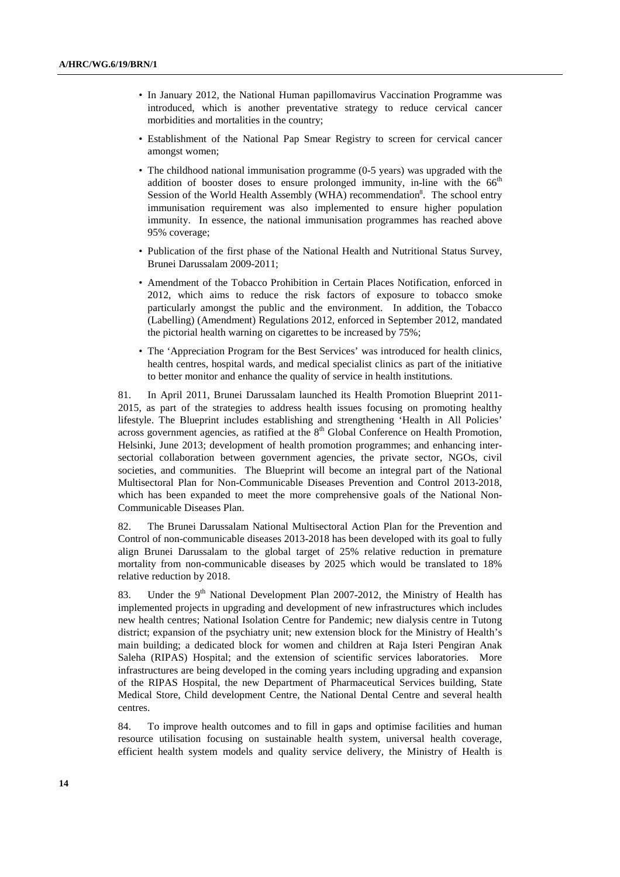- In January 2012, the National Human papillomavirus Vaccination Programme was introduced, which is another preventative strategy to reduce cervical cancer morbidities and mortalities in the country;
- Establishment of the National Pap Smear Registry to screen for cervical cancer amongst women;
- The childhood national immunisation programme (0-5 years) was upgraded with the addition of booster doses to ensure prolonged immunity, in-line with the 66th Session of the World Health Assembly (WHA) recommendation[8]. The school entry immunisation requirement was also implemented to ensure higher population immunity. In essence, the national immunisation programmes has reached above 95% coverage;
- Publication of the first phase of the National Health and Nutritional Status Survey, Brunei Darussalam 2009-2011;
- Amendment of the Tobacco Prohibition in Certain Places Notification, enforced in 2012, which aims to reduce the risk factors of exposure to tobacco smoke particularly amongst the public and the environment. In addition, the Tobacco (Labelling) (Amendment) Regulations 2012, enforced in September 2012, mandated the pictorial health warning on cigarettes to be increased by 75%;
- The 'Appreciation Program for the Best Services' was introduced for health clinics, health centres, hospital wards, and medical specialist clinics as part of the initiative to better monitor and enhance the quality of service in health institutions.

81. In April 2011, Brunei Darussalam launched its Health Promotion Blueprint 2011-2015, as part of the strategies to address health issues focusing on promoting healthy lifestyle. The Blueprint includes establishing and strengthening 'Health in All Policies' across government agencies, as ratified at the 8th Global Conference on Health Promotion, Helsinki, June 2013; development of health promotion programmes; and enhancing inter-sectorial collaboration between government agencies, the private sector, NGOs, civil societies, and communities. The Blueprint will become an integral part of the National Multisectoral Plan for Non-Communicable Diseases Prevention and Control 2013-2018, which has been expanded to meet the more comprehensive goals of the National Non-Communicable Diseases Plan.

82. The Brunei Darussalam National Multisectoral Action Plan for the Prevention and Control of non-communicable diseases 2013-2018 has been developed with its goal to fully align Brunei Darussalam to the global target of 25% relative reduction in premature mortality from non-communicable diseases by 2025 which would be translated to 18% relative reduction by 2018.

83. Under the 9th National Development Plan 2007-2012, the Ministry of Health has implemented projects in upgrading and development of new infrastructures which includes new health centres; National Isolation Centre for Pandemic; new dialysis centre in Tutong district; expansion of the psychiatry unit; new extension block for the Ministry of Health's main building; a dedicated block for women and children at Raja Isteri Pengiran Anak Saleha (RIPAS) Hospital; and the extension of scientific services laboratories. More infrastructures are being developed in the coming years including upgrading and expansion of the RIPAS Hospital, the new Department of Pharmaceutical Services building, State Medical Store, Child development Centre, the National Dental Centre and several health centres.

84. To improve health outcomes and to fill in gaps and optimise facilities and human resource utilisation focusing on sustainable health system, universal health coverage, efficient health system models and quality service delivery, the Ministry of Health is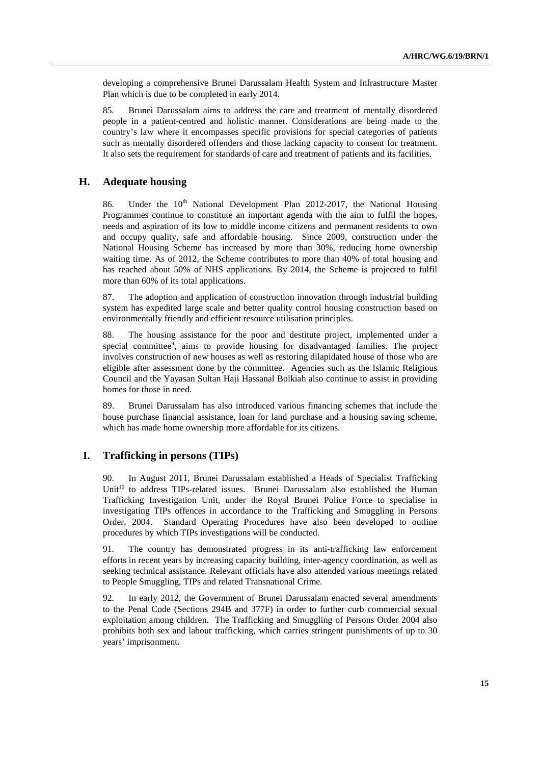developing a comprehensive Brunei Darussalam Health System and Infrastructure Master Plan which is due to be completed in early 2014.

85. Brunei Darussalam aims to address the care and treatment of mentally disordered people in a patient-centred and holistic manner. Considerations are being made to the country's law where it encompasses specific provisions for special categories of patients such as mentally disordered offenders and those lacking capacity to consent for treatment. It also sets the requirement for standards of care and treatment of patients and its facilities.

## H. Adequate housing

86. Under the 10th National Development Plan 2012-2017, the National Housing Programmes continue to constitute an important agenda with the aim to fulfil the hopes, needs and aspiration of its low to middle income citizens and permanent residents to own and occupy quality, safe and affordable housing. Since 2009, construction under the National Housing Scheme has increased by more than 30%, reducing home ownership waiting time. As of 2012, the Scheme contributes to more than 40% of total housing and has reached about 50% of NHS applications. By 2014, the Scheme is projected to fulfil more than 60% of its total applications.

87. The adoption and application of construction innovation through industrial building system has expedited large scale and better quality control housing construction based on environmentally friendly and efficient resource utilisation principles.

88. The housing assistance for the poor and destitute project, implemented under a special committee[9], aims to provide housing for disadvantaged families. The project involves construction of new houses as well as restoring dilapidated house of those who are eligible after assessment done by the committee. Agencies such as the Islamic Religious Council and the Yayasan Sultan Haji Hassanal Bolkiah also continue to assist in providing homes for those in need.

89. Brunei Darussalam has also introduced various financing schemes that include the house purchase financial assistance, loan for land purchase and a housing saving scheme, which has made home ownership more affordable for its citizens.

## I. Trafficking in persons (TIPs)

90. In August 2011, Brunei Darussalam established a Heads of Specialist Trafficking Unit[10] to address TIPs-related issues. Brunei Darussalam also established the Human Trafficking Investigation Unit, under the Royal Brunei Police Force to specialise in investigating TIPs offences in accordance to the Trafficking and Smuggling in Persons Order, 2004. Standard Operating Procedures have also been developed to outline procedures by which TIPs investigations will be conducted.

91. The country has demonstrated progress in its anti-trafficking law enforcement efforts in recent years by increasing capacity building, inter-agency coordination, as well as seeking technical assistance. Relevant officials have also attended various meetings related to People Smuggling, TIPs and related Transnational Crime.

92. In early 2012, the Government of Brunei Darussalam enacted several amendments to the Penal Code (Sections 294B and 377F) in order to further curb commercial sexual exploitation among children. The Trafficking and Smuggling of Persons Order 2004 also prohibits both sex and labour trafficking, which carries stringent punishments of up to 30 years' imprisonment.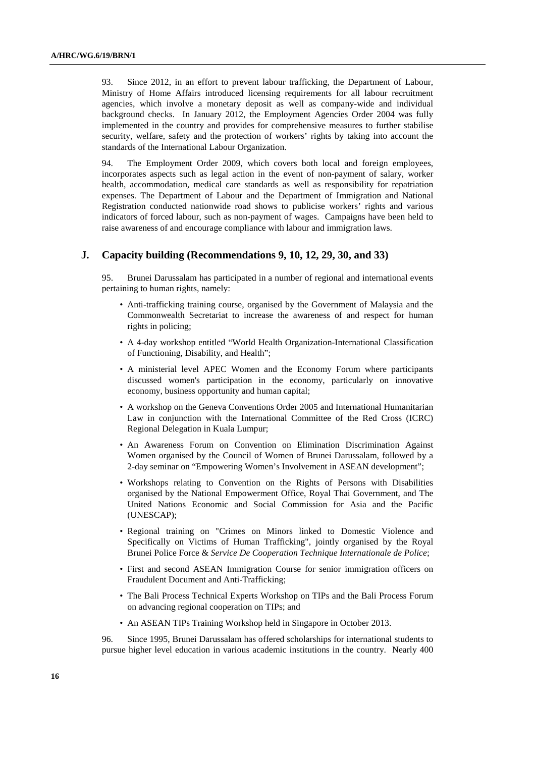93. Since 2012, in an effort to prevent labour trafficking, the Department of Labour, Ministry of Home Affairs introduced licensing requirements for all labour recruitment agencies, which involve a monetary deposit as well as company-wide and individual background checks. In January 2012, the Employment Agencies Order 2004 was fully implemented in the country and provides for comprehensive measures to further stabilise security, welfare, safety and the protection of workers' rights by taking into account the standards of the International Labour Organization.

94. The Employment Order 2009, which covers both local and foreign employees, incorporates aspects such as legal action in the event of non-payment of salary, worker health, accommodation, medical care standards as well as responsibility for repatriation expenses. The Department of Labour and the Department of Immigration and National Registration conducted nationwide road shows to publicise workers' rights and various indicators of forced labour, such as non-payment of wages. Campaigns have been held to raise awareness of and encourage compliance with labour and immigration laws.

## J. Capacity building (Recommendations 9, 10, 12, 29, 30, and 33)

95. Brunei Darussalam has participated in a number of regional and international events pertaining to human rights, namely:

- Anti-trafficking training course, organised by the Government of Malaysia and the Commonwealth Secretariat to increase the awareness of and respect for human rights in policing;
- A 4-day workshop entitled "World Health Organization-International Classification of Functioning, Disability, and Health";
- A ministerial level APEC Women and the Economy Forum where participants discussed women's participation in the economy, particularly on innovative economy, business opportunity and human capital;
- A workshop on the Geneva Conventions Order 2005 and International Humanitarian Law in conjunction with the International Committee of the Red Cross (ICRC) Regional Delegation in Kuala Lumpur;
- An Awareness Forum on Convention on Elimination Discrimination Against Women organised by the Council of Women of Brunei Darussalam, followed by a 2-day seminar on "Empowering Women's Involvement in ASEAN development";
- Workshops relating to Convention on the Rights of Persons with Disabilities organised by the National Empowerment Office, Royal Thai Government, and The United Nations Economic and Social Commission for Asia and the Pacific (UNESCAP);
- Regional training on "Crimes on Minors linked to Domestic Violence and Specifically on Victims of Human Trafficking", jointly organised by the Royal Brunei Police Force & *Service De Cooperation Technique Internationale de Police*;
- First and second ASEAN Immigration Course for senior immigration officers on Fraudulent Document and Anti-Trafficking;
- The Bali Process Technical Experts Workshop on TIPs and the Bali Process Forum on advancing regional cooperation on TIPs; and
- An ASEAN TIPs Training Workshop held in Singapore in October 2013.

96. Since 1995, Brunei Darussalam has offered scholarships for international students to pursue higher level education in various academic institutions in the country. Nearly 400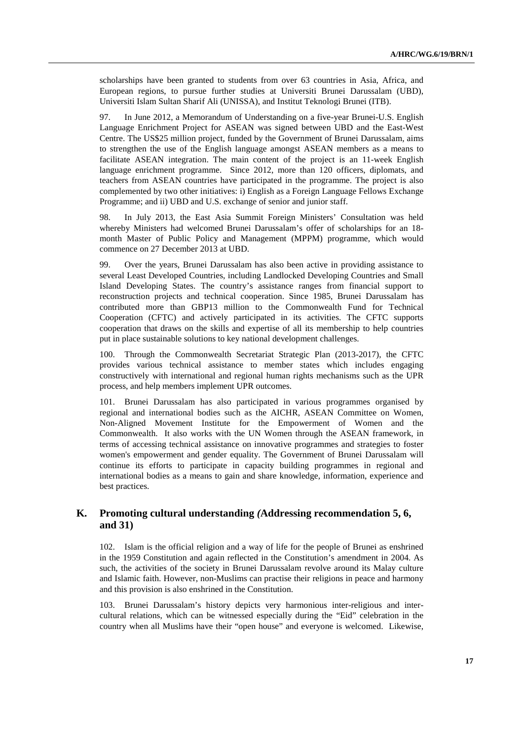scholarships have been granted to students from over 63 countries in Asia, Africa, and European regions, to pursue further studies at Universiti Brunei Darussalam (UBD), Universiti Islam Sultan Sharif Ali (UNISSA), and Institut Teknologi Brunei (ITB).

97. In June 2012, a Memorandum of Understanding on a five-year Brunei-U.S. English Language Enrichment Project for ASEAN was signed between UBD and the East-West Centre. The US$25 million project, funded by the Government of Brunei Darussalam, aims to strengthen the use of the English language amongst ASEAN members as a means to facilitate ASEAN integration. The main content of the project is an 11-week English language enrichment programme. Since 2012, more than 120 officers, diplomats, and teachers from ASEAN countries have participated in the programme. The project is also complemented by two other initiatives: i) English as a Foreign Language Fellows Exchange Programme; and ii) UBD and U.S. exchange of senior and junior staff.

98. In July 2013, the East Asia Summit Foreign Ministers' Consultation was held whereby Ministers had welcomed Brunei Darussalam's offer of scholarships for an 18-month Master of Public Policy and Management (MPPM) programme, which would commence on 27 December 2013 at UBD.

99. Over the years, Brunei Darussalam has also been active in providing assistance to several Least Developed Countries, including Landlocked Developing Countries and Small Island Developing States. The country's assistance ranges from financial support to reconstruction projects and technical cooperation. Since 1985, Brunei Darussalam has contributed more than GBP13 million to the Commonwealth Fund for Technical Cooperation (CFTC) and actively participated in its activities. The CFTC supports cooperation that draws on the skills and expertise of all its membership to help countries put in place sustainable solutions to key national development challenges.

100. Through the Commonwealth Secretariat Strategic Plan (2013-2017), the CFTC provides various technical assistance to member states which includes engaging constructively with international and regional human rights mechanisms such as the UPR process, and help members implement UPR outcomes.

101. Brunei Darussalam has also participated in various programmes organised by regional and international bodies such as the AICHR, ASEAN Committee on Women, Non-Aligned Movement Institute for the Empowerment of Women and the Commonwealth. It also works with the UN Women through the ASEAN framework, in terms of accessing technical assistance on innovative programmes and strategies to foster women's empowerment and gender equality. The Government of Brunei Darussalam will continue its efforts to participate in capacity building programmes in regional and international bodies as a means to gain and share knowledge, information, experience and best practices.

## K. Promoting cultural understanding *(*Addressing recommendation 5, 6, and 31)

102. Islam is the official religion and a way of life for the people of Brunei as enshrined in the 1959 Constitution and again reflected in the Constitution's amendment in 2004. As such, the activities of the society in Brunei Darussalam revolve around its Malay culture and Islamic faith. However, non-Muslims can practise their religions in peace and harmony and this provision is also enshrined in the Constitution.

103. Brunei Darussalam's history depicts very harmonious inter-religious and inter-cultural relations, which can be witnessed especially during the "Eid" celebration in the country when all Muslims have their "open house" and everyone is welcomed. Likewise,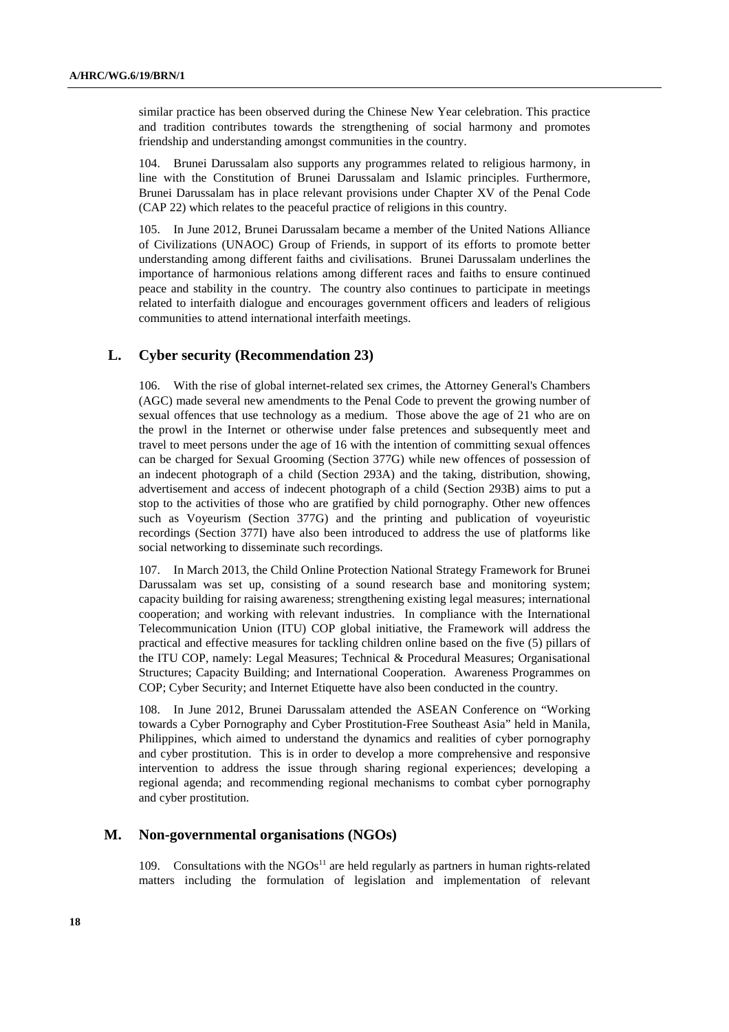similar practice has been observed during the Chinese New Year celebration. This practice and tradition contributes towards the strengthening of social harmony and promotes friendship and understanding amongst communities in the country.

104. Brunei Darussalam also supports any programmes related to religious harmony, in line with the Constitution of Brunei Darussalam and Islamic principles. Furthermore, Brunei Darussalam has in place relevant provisions under Chapter XV of the Penal Code (CAP 22) which relates to the peaceful practice of religions in this country.

105. In June 2012, Brunei Darussalam became a member of the United Nations Alliance of Civilizations (UNAOC) Group of Friends, in support of its efforts to promote better understanding among different faiths and civilisations. Brunei Darussalam underlines the importance of harmonious relations among different races and faiths to ensure continued peace and stability in the country. The country also continues to participate in meetings related to interfaith dialogue and encourages government officers and leaders of religious communities to attend international interfaith meetings.

## L. Cyber security (Recommendation 23)

106. With the rise of global internet-related sex crimes, the Attorney General's Chambers (AGC) made several new amendments to the Penal Code to prevent the growing number of sexual offences that use technology as a medium. Those above the age of 21 who are on the prowl in the Internet or otherwise under false pretences and subsequently meet and travel to meet persons under the age of 16 with the intention of committing sexual offences can be charged for Sexual Grooming (Section 377G) while new offences of possession of an indecent photograph of a child (Section 293A) and the taking, distribution, showing, advertisement and access of indecent photograph of a child (Section 293B) aims to put a stop to the activities of those who are gratified by child pornography. Other new offences such as Voyeurism (Section 377G) and the printing and publication of voyeuristic recordings (Section 377I) have also been introduced to address the use of platforms like social networking to disseminate such recordings.

107. In March 2013, the Child Online Protection National Strategy Framework for Brunei Darussalam was set up, consisting of a sound research base and monitoring system; capacity building for raising awareness; strengthening existing legal measures; international cooperation; and working with relevant industries. In compliance with the International Telecommunication Union (ITU) COP global initiative, the Framework will address the practical and effective measures for tackling children online based on the five (5) pillars of the ITU COP, namely: Legal Measures; Technical & Procedural Measures; Organisational Structures; Capacity Building; and International Cooperation. Awareness Programmes on COP; Cyber Security; and Internet Etiquette have also been conducted in the country.

108. In June 2012, Brunei Darussalam attended the ASEAN Conference on "Working towards a Cyber Pornography and Cyber Prostitution-Free Southeast Asia" held in Manila, Philippines, which aimed to understand the dynamics and realities of cyber pornography and cyber prostitution. This is in order to develop a more comprehensive and responsive intervention to address the issue through sharing regional experiences; developing a regional agenda; and recommending regional mechanisms to combat cyber pornography and cyber prostitution.

## M. Non-governmental organisations (NGOs)

109. Consultations with the NGOs[11] are held regularly as partners in human rights-related matters including the formulation of legislation and implementation of relevant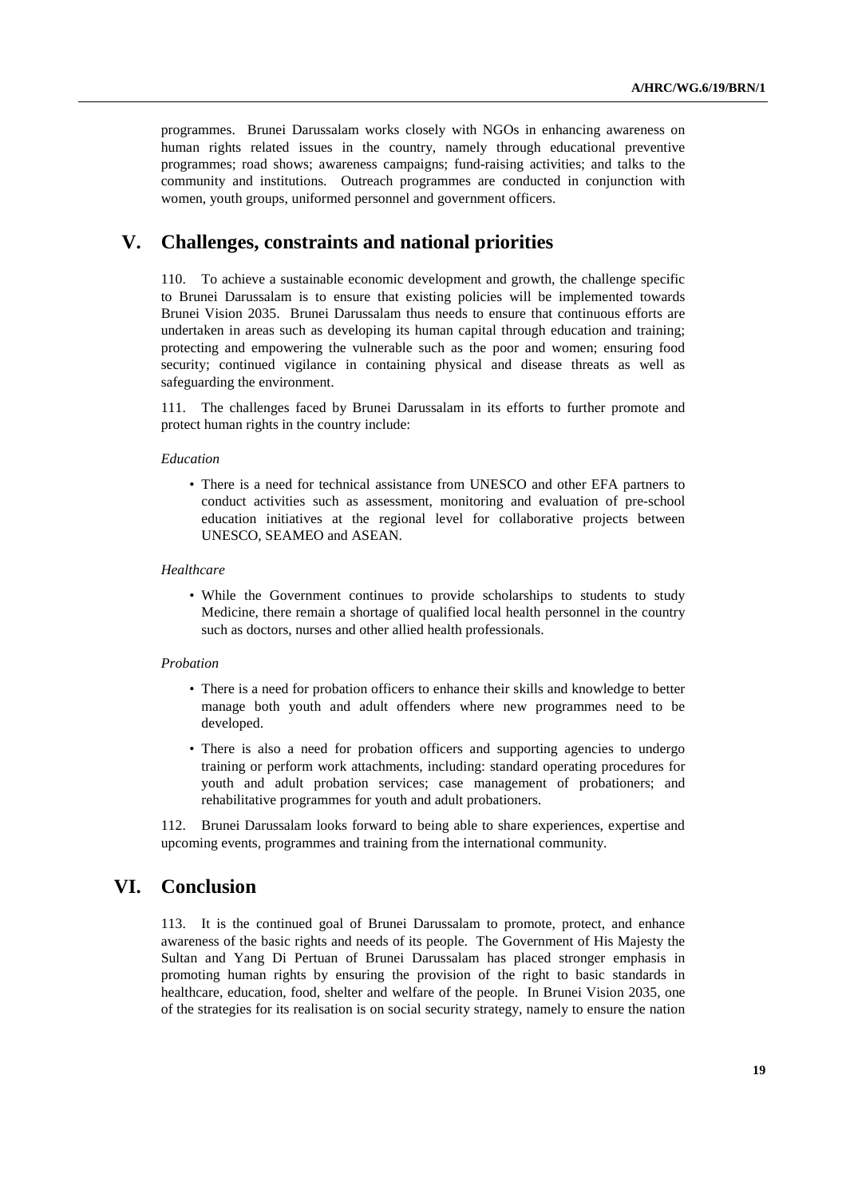programmes. Brunei Darussalam works closely with NGOs in enhancing awareness on human rights related issues in the country, namely through educational preventive programmes; road shows; awareness campaigns; fund-raising activities; and talks to the community and institutions. Outreach programmes are conducted in conjunction with women, youth groups, uniformed personnel and government officers.

## V. Challenges, constraints and national priorities

110. To achieve a sustainable economic development and growth, the challenge specific to Brunei Darussalam is to ensure that existing policies will be implemented towards Brunei Vision 2035. Brunei Darussalam thus needs to ensure that continuous efforts are undertaken in areas such as developing its human capital through education and training; protecting and empowering the vulnerable such as the poor and women; ensuring food security; continued vigilance in containing physical and disease threats as well as safeguarding the environment.

111. The challenges faced by Brunei Darussalam in its efforts to further promote and protect human rights in the country include:

*Education*

- There is a need for technical assistance from UNESCO and other EFA partners to conduct activities such as assessment, monitoring and evaluation of pre-school education initiatives at the regional level for collaborative projects between UNESCO, SEAMEO and ASEAN.

*Healthcare*

- While the Government continues to provide scholarships to students to study Medicine, there remain a shortage of qualified local health personnel in the country such as doctors, nurses and other allied health professionals.

*Probation*

- There is a need for probation officers to enhance their skills and knowledge to better manage both youth and adult offenders where new programmes need to be developed.
- There is also a need for probation officers and supporting agencies to undergo training or perform work attachments, including: standard operating procedures for youth and adult probation services; case management of probationers; and rehabilitative programmes for youth and adult probationers.

112. Brunei Darussalam looks forward to being able to share experiences, expertise and upcoming events, programmes and training from the international community.

## VI. Conclusion

113. It is the continued goal of Brunei Darussalam to promote, protect, and enhance awareness of the basic rights and needs of its people. The Government of His Majesty the Sultan and Yang Di Pertuan of Brunei Darussalam has placed stronger emphasis in promoting human rights by ensuring the provision of the right to basic standards in healthcare, education, food, shelter and welfare of the people. In Brunei Vision 2035, one of the strategies for its realisation is on social security strategy, namely to ensure the nation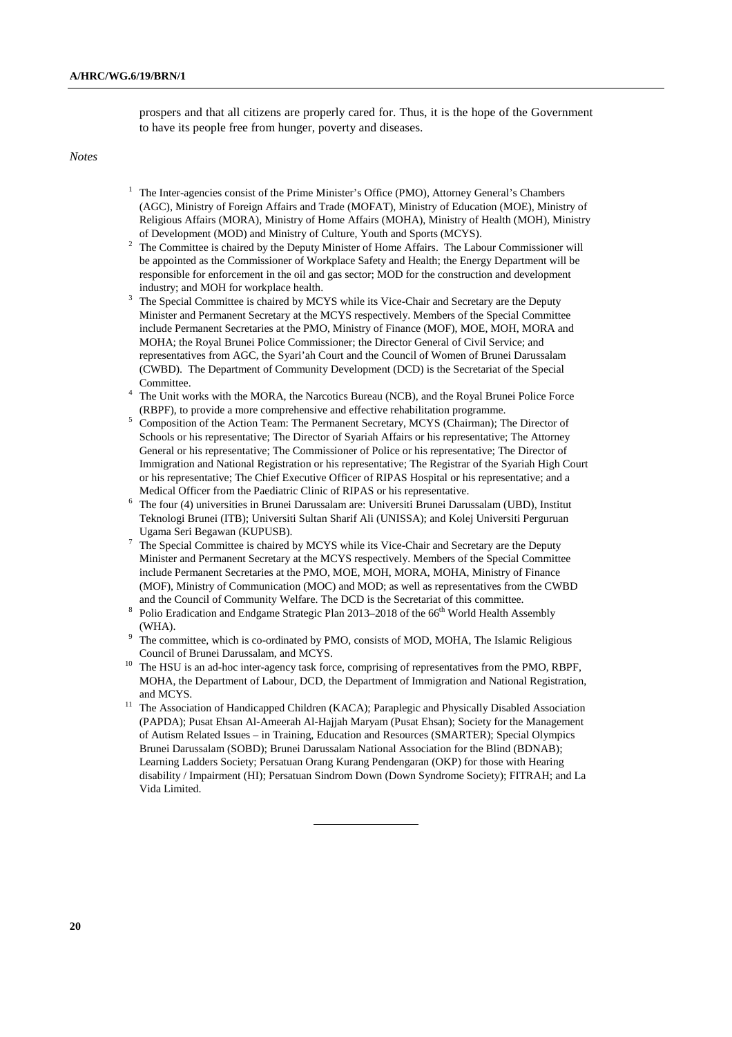prospers and that all citizens are properly cared for. Thus, it is the hope of the Government to have its people free from hunger, poverty and diseases.

*Notes*

[1] The Inter-agencies consist of the Prime Minister's Office (PMO), Attorney General's Chambers (AGC), Ministry of Foreign Affairs and Trade (MOFAT), Ministry of Education (MOE), Ministry of Religious Affairs (MORA), Ministry of Home Affairs (MOHA), Ministry of Health (MOH), Ministry of Development (MOD) and Ministry of Culture, Youth and Sports (MCYS).

[2] The Committee is chaired by the Deputy Minister of Home Affairs. The Labour Commissioner will be appointed as the Commissioner of Workplace Safety and Health; the Energy Department will be responsible for enforcement in the oil and gas sector; MOD for the construction and development industry; and MOH for workplace health.

[3] The Special Committee is chaired by MCYS while its Vice-Chair and Secretary are the Deputy Minister and Permanent Secretary at the MCYS respectively. Members of the Special Committee include Permanent Secretaries at the PMO, Ministry of Finance (MOF), MOE, MOH, MORA and MOHA; the Royal Brunei Police Commissioner; the Director General of Civil Service; and representatives from AGC, the Syari'ah Court and the Council of Women of Brunei Darussalam (CWBD). The Department of Community Development (DCD) is the Secretariat of the Special Committee.

[4] The Unit works with the MORA, the Narcotics Bureau (NCB), and the Royal Brunei Police Force (RBPF), to provide a more comprehensive and effective rehabilitation programme.

[5] Composition of the Action Team: The Permanent Secretary, MCYS (Chairman); The Director of Schools or his representative; The Director of Syariah Affairs or his representative; The Attorney General or his representative; The Commissioner of Police or his representative; The Director of Immigration and National Registration or his representative; The Registrar of the Syariah High Court or his representative; The Chief Executive Officer of RIPAS Hospital or his representative; and a Medical Officer from the Paediatric Clinic of RIPAS or his representative.

[6] The four (4) universities in Brunei Darussalam are: Universiti Brunei Darussalam (UBD), Institut Teknologi Brunei (ITB); Universiti Sultan Sharif Ali (UNISSA); and Kolej Universiti Perguruan Ugama Seri Begawan (KUPUSB).

[7] The Special Committee is chaired by MCYS while its Vice-Chair and Secretary are the Deputy Minister and Permanent Secretary at the MCYS respectively. Members of the Special Committee include Permanent Secretaries at the PMO, MOE, MOH, MORA, MOHA, Ministry of Finance (MOF), Ministry of Communication (MOC) and MOD; as well as representatives from the CWBD and the Council of Community Welfare. The DCD is the Secretariat of this committee.

[8] Polio Eradication and Endgame Strategic Plan 2013–2018 of the 66th World Health Assembly (WHA).

[9] The committee, which is co-ordinated by PMO, consists of MOD, MOHA, The Islamic Religious Council of Brunei Darussalam, and MCYS.

[10] The HSU is an ad-hoc inter-agency task force, comprising of representatives from the PMO, RBPF, MOHA, the Department of Labour, DCD, the Department of Immigration and National Registration, and MCYS.

[11] The Association of Handicapped Children (KACA); Paraplegic and Physically Disabled Association (PAPDA); Pusat Ehsan Al-Ameerah Al-Hajjah Maryam (Pusat Ehsan); Society for the Management of Autism Related Issues – in Training, Education and Resources (SMARTER); Special Olympics Brunei Darussalam (SOBD); Brunei Darussalam National Association for the Blind (BDNAB); Learning Ladders Society; Persatuan Orang Kurang Pendengaran (OKP) for those with Hearing disability / Impairment (HI); Persatuan Sindrom Down (Down Syndrome Society); FITRAH; and La Vida Limited.